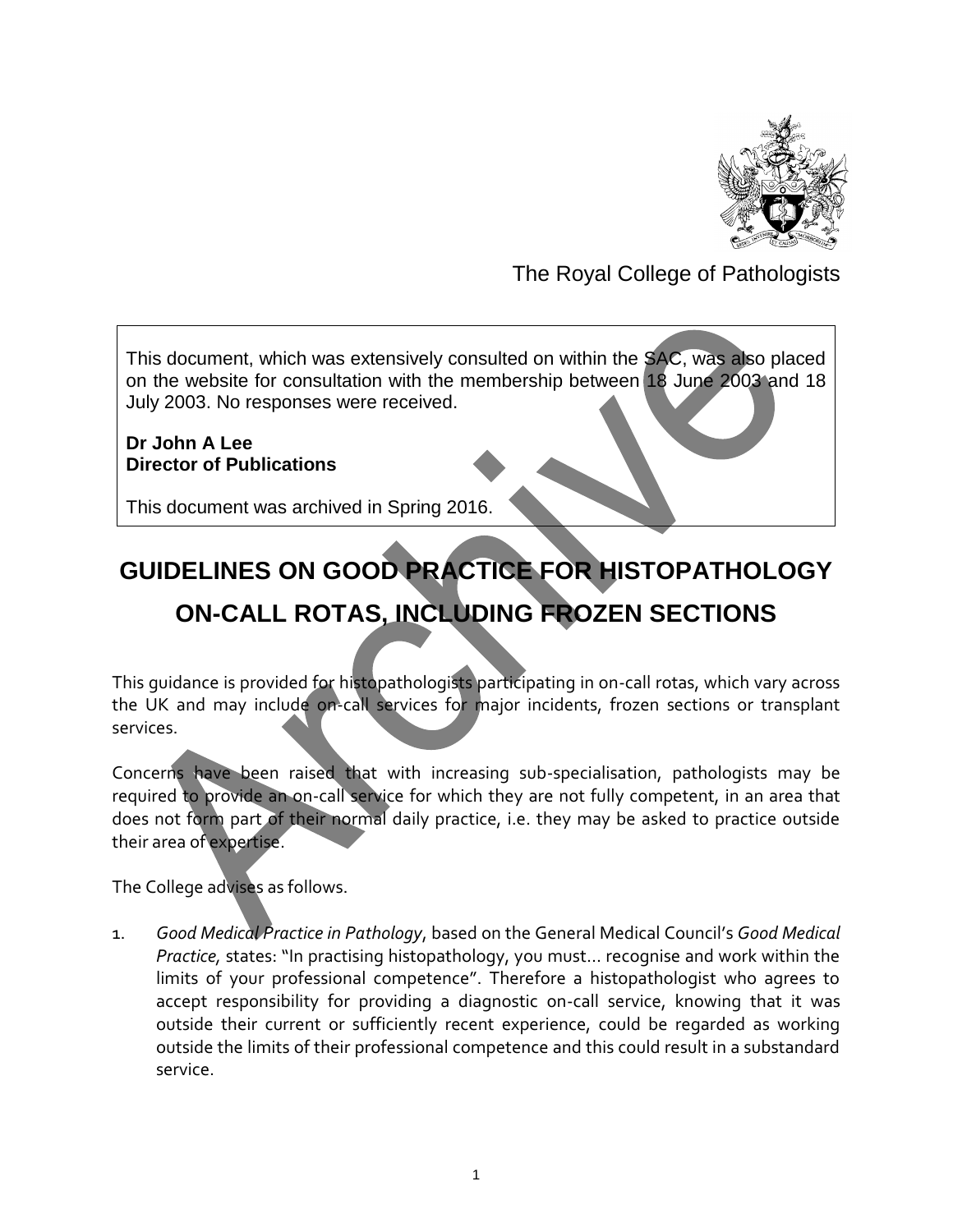The Royal College of Pathologists

This document, which was extensively consulted on within the SAC, was also placed on the website for consultation with the membership between 18 June 2003 and 18 July 2003. No responses were received.

**Dr John A Lee**
**Director of Publications**

This document was archived in Spring 2016.

# GUIDELINES ON GOOD PRACTICE FOR HISTOPATHOLOGY ON-CALL ROTAS, INCLUDING FROZEN SECTIONS

This guidance is provided for histopathologists participating in on-call rotas, which vary across the UK and may include on-call services for major incidents, frozen sections or transplant services.

Concerns have been raised that with increasing sub-specialisation, pathologists may be required to provide an on-call service for which they are not fully competent, in an area that does not form part of their normal daily practice, i.e. they may be asked to practice outside their area of expertise.

The College advises as follows.

1. *Good Medical Practice in Pathology*, based on the General Medical Council's *Good Medical Practice*, states: "In practising histopathology, you must… recognise and work within the limits of your professional competence". Therefore a histopathologist who agrees to accept responsibility for providing a diagnostic on-call service, knowing that it was outside their current or sufficiently recent experience, could be regarded as working outside the limits of their professional competence and this could result in a substandard service.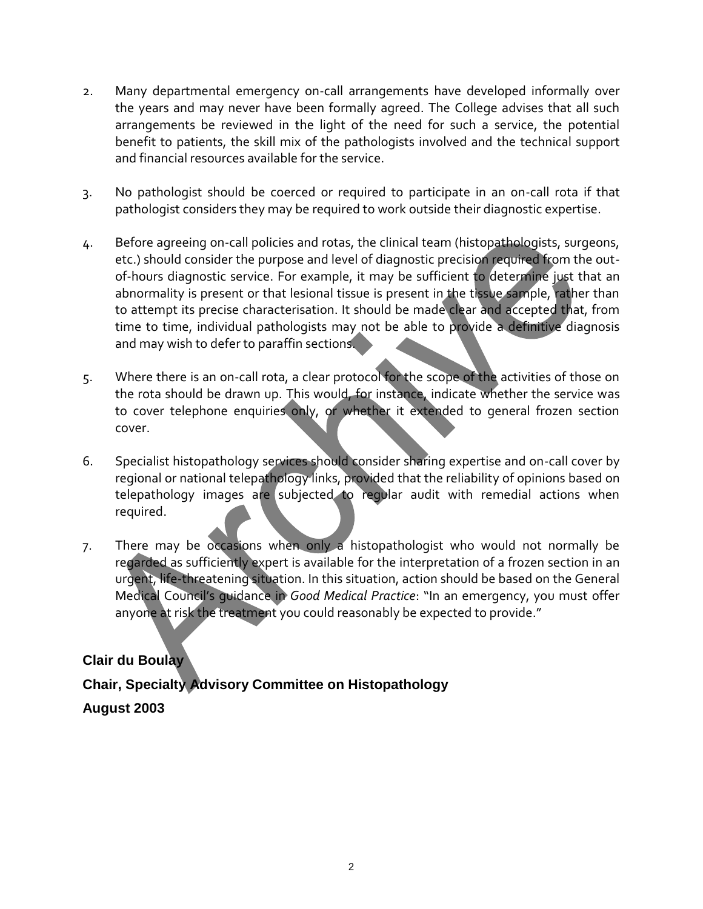2. Many departmental emergency on-call arrangements have developed informally over the years and may never have been formally agreed. The College advises that all such arrangements be reviewed in the light of the need for such a service, the potential benefit to patients, the skill mix of the pathologists involved and the technical support and financial resources available for the service.

3. No pathologist should be coerced or required to participate in an on-call rota if that pathologist considers they may be required to work outside their diagnostic expertise.

4. Before agreeing on-call policies and rotas, the clinical team (histopathologists, surgeons, etc.) should consider the purpose and level of diagnostic precision required from the out-of-hours diagnostic service. For example, it may be sufficient to determine just that an abnormality is present or that lesional tissue is present in the tissue sample, rather than to attempt its precise characterisation. It should be made clear and accepted that, from time to time, individual pathologists may not be able to provide a definitive diagnosis and may wish to defer to paraffin sections.

5. Where there is an on-call rota, a clear protocol for the scope of the activities of those on the rota should be drawn up. This would, for instance, indicate whether the service was to cover telephone enquiries only, or whether it extended to general frozen section cover.

6. Specialist histopathology services should consider sharing expertise and on-call cover by regional or national telepathology links, provided that the reliability of opinions based on telepathology images are subjected to regular audit with remedial actions when required.

7. There may be occasions when only a histopathologist who would not normally be regarded as sufficiently expert is available for the interpretation of a frozen section in an urgent, life-threatening situation. In this situation, action should be based on the General Medical Council's guidance in *Good Medical Practice*: "In an emergency, you must offer anyone at risk the treatment you could reasonably be expected to provide."

**Clair du Boulay**

**Chair, Specialty Advisory Committee on Histopathology**

**August 2003**